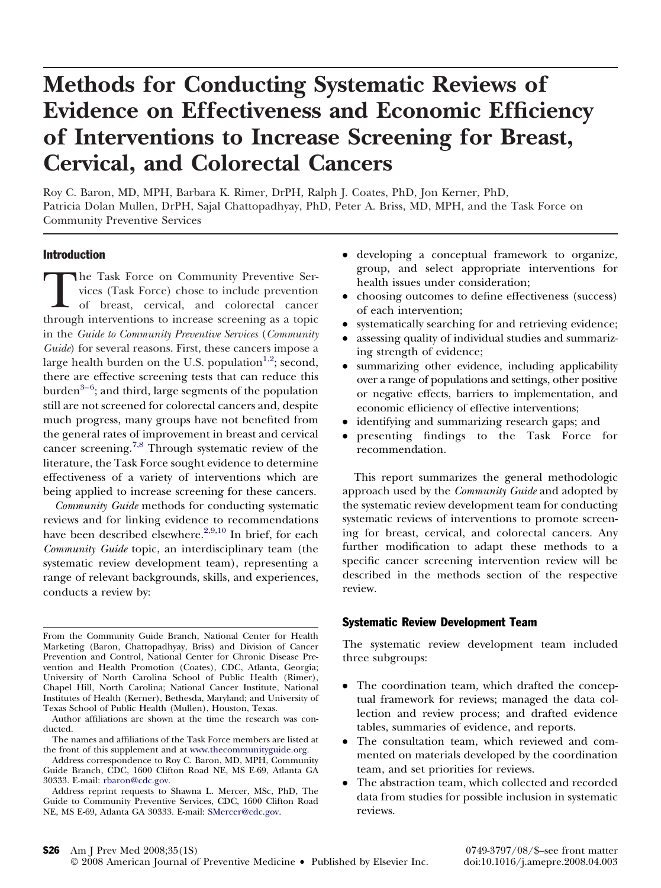# Methods for Conducting Systematic Reviews of Evidence on Effectiveness and Economic Efficiency of Interventions to Increase Screening for Breast, Cervical, and Colorectal Cancers

Roy C. Baron, MD, MPH, Barbara K. Rimer, DrPH, Ralph J. Coates, PhD, Jon Kerner, PhD, Patricia Dolan Mullen, DrPH, Sajal Chattopadhyay, PhD, Peter A. Briss, MD, MPH, and the Task Force on Community Preventive Services

## Introduction

The Task Force on Community Preventive Services (Task Force) chose to include prevention of breast, cervical, and colorectal cancer through interventions to increase screening as a topic in the *Guide to Community Preventive Services* (*Community Guide*) for several reasons. First, these cancers impose a large health burden on the U.S. population[1,2]; second, there are effective screening tests that can reduce this burden[3–6]; and third, large segments of the population still are not screened for colorectal cancers and, despite much progress, many groups have not benefited from the general rates of improvement in breast and cervical cancer screening.[7,8] Through systematic review of the literature, the Task Force sought evidence to determine effectiveness of a variety of interventions which are being applied to increase screening for these cancers.

*Community Guide* methods for conducting systematic reviews and for linking evidence to recommendations have been described elsewhere.[2,9,10] In brief, for each *Community Guide* topic, an interdisciplinary team (the systematic review development team), representing a range of relevant backgrounds, skills, and experiences, conducts a review by:

- developing a conceptual framework to organize, group, and select appropriate interventions for health issues under consideration;
- choosing outcomes to define effectiveness (success) of each intervention;
- systematically searching for and retrieving evidence;
- assessing quality of individual studies and summarizing strength of evidence;
- summarizing other evidence, including applicability over a range of populations and settings, other positive or negative effects, barriers to implementation, and economic efficiency of effective interventions;
- identifying and summarizing research gaps; and
- presenting findings to the Task Force for recommendation.

This report summarizes the general methodologic approach used by the *Community Guide* and adopted by the systematic review development team for conducting systematic reviews of interventions to promote screening for breast, cervical, and colorectal cancers. Any further modification to adapt these methods to a specific cancer screening intervention review will be described in the methods section of the respective review.

## Systematic Review Development Team

The systematic review development team included three subgroups:

- The coordination team, which drafted the conceptual framework for reviews; managed the data collection and review process; and drafted evidence tables, summaries of evidence, and reports.
- The consultation team, which reviewed and commented on materials developed by the coordination team, and set priorities for reviews.
- The abstraction team, which collected and recorded data from studies for possible inclusion in systematic reviews.

---

From the Community Guide Branch, National Center for Health Marketing (Baron, Chattopadhyay, Briss) and Division of Cancer Prevention and Control, National Center for Chronic Disease Prevention and Health Promotion (Coates), CDC, Atlanta, Georgia; University of North Carolina School of Public Health (Rimer), Chapel Hill, North Carolina; National Cancer Institute, National Institutes of Health (Kerner), Bethesda, Maryland; and University of Texas School of Public Health (Mullen), Houston, Texas.

Author affiliations are shown at the time the research was conducted.

The names and affiliations of the Task Force members are listed at the front of this supplement and at www.thecommunityguide.org.

Address correspondence to Roy C. Baron, MD, MPH, Community Guide Branch, CDC, 1600 Clifton Road NE, MS E-69, Atlanta GA 30333. E-mail: rbaron@cdc.gov.

Address reprint requests to Shawna L. Mercer, MSc, PhD, The Guide to Community Preventive Services, CDC, 1600 Clifton Road NE, MS E-69, Atlanta GA 30333. E-mail: SMercer@cdc.gov.

© 2008 American Journal of Preventive Medicine • Published by Elsevier Inc.

0749-3797/08/$–see front matter
doi:10.1016/j.amepre.2008.04.003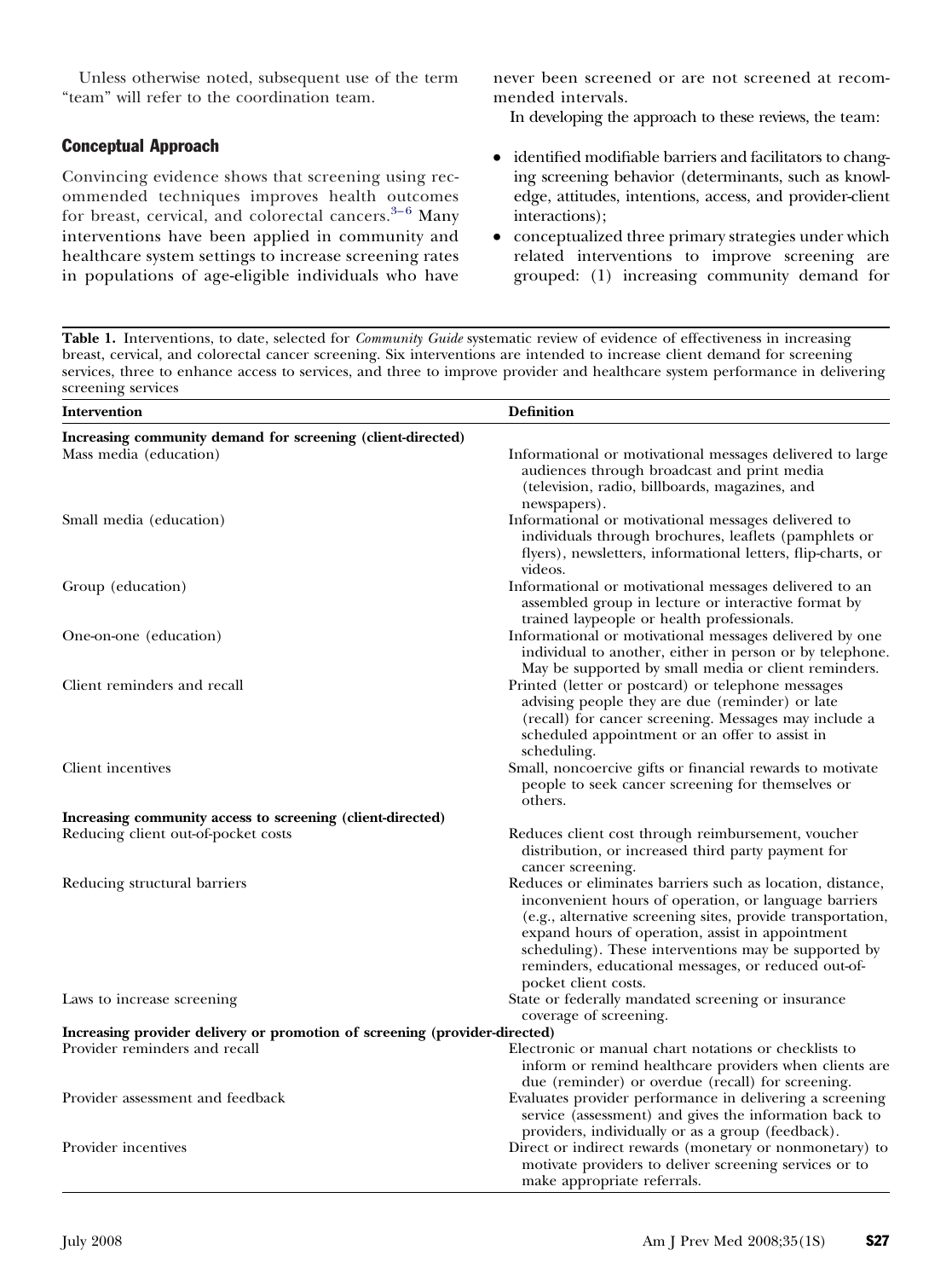Unless otherwise noted, subsequent use of the term "team" will refer to the coordination team.

## Conceptual Approach

Convincing evidence shows that screening using recommended techniques improves health outcomes for breast, cervical, and colorectal cancers.[3–6] Many interventions have been applied in community and healthcare system settings to increase screening rates in populations of age-eligible individuals who have never been screened or are not screened at recommended intervals.

In developing the approach to these reviews, the team:

- identified modifiable barriers and facilitators to changing screening behavior (determinants, such as knowledge, attitudes, intentions, access, and provider-client interactions);
- conceptualized three primary strategies under which related interventions to improve screening are grouped: (1) increasing community demand for

**Table 1.** Interventions, to date, selected for *Community Guide* systematic review of evidence of effectiveness in increasing breast, cervical, and colorectal cancer screening. Six interventions are intended to increase client demand for screening services, three to enhance access to services, and three to improve provider and healthcare system performance in delivering screening services

| Intervention | Definition |
|---|---|
| **Increasing community demand for screening (client-directed)** | |
| Mass media (education) | Informational or motivational messages delivered to large audiences through broadcast and print media (television, radio, billboards, magazines, and newspapers). |
| Small media (education) | Informational or motivational messages delivered to individuals through brochures, leaflets (pamphlets or flyers), newsletters, informational letters, flip-charts, or videos. |
| Group (education) | Informational or motivational messages delivered to an assembled group in lecture or interactive format by trained laypeople or health professionals. |
| One-on-one (education) | Informational or motivational messages delivered by one individual to another, either in person or by telephone. May be supported by small media or client reminders. |
| Client reminders and recall | Printed (letter or postcard) or telephone messages advising people they are due (reminder) or late (recall) for cancer screening. Messages may include a scheduled appointment or an offer to assist in scheduling. |
| Client incentives | Small, noncoercive gifts or financial rewards to motivate people to seek cancer screening for themselves or others. |
| **Increasing community access to screening (client-directed)** | |
| Reducing client out-of-pocket costs | Reduces client cost through reimbursement, voucher distribution, or increased third party payment for cancer screening. |
| Reducing structural barriers | Reduces or eliminates barriers such as location, distance, inconvenient hours of operation, or language barriers (e.g., alternative screening sites, provide transportation, expand hours of operation, assist in appointment scheduling). These interventions may be supported by reminders, educational messages, or reduced out-of-pocket client costs. |
| Laws to increase screening | State or federally mandated screening or insurance coverage of screening. |
| **Increasing provider delivery or promotion of screening (provider-directed)** | |
| Provider reminders and recall | Electronic or manual chart notations or checklists to inform or remind healthcare providers when clients are due (reminder) or overdue (recall) for screening. |
| Provider assessment and feedback | Evaluates provider performance in delivering a screening service (assessment) and gives the information back to providers, individually or as a group (feedback). |
| Provider incentives | Direct or indirect rewards (monetary or nonmonetary) to motivate providers to deliver screening services or to make appropriate referrals. |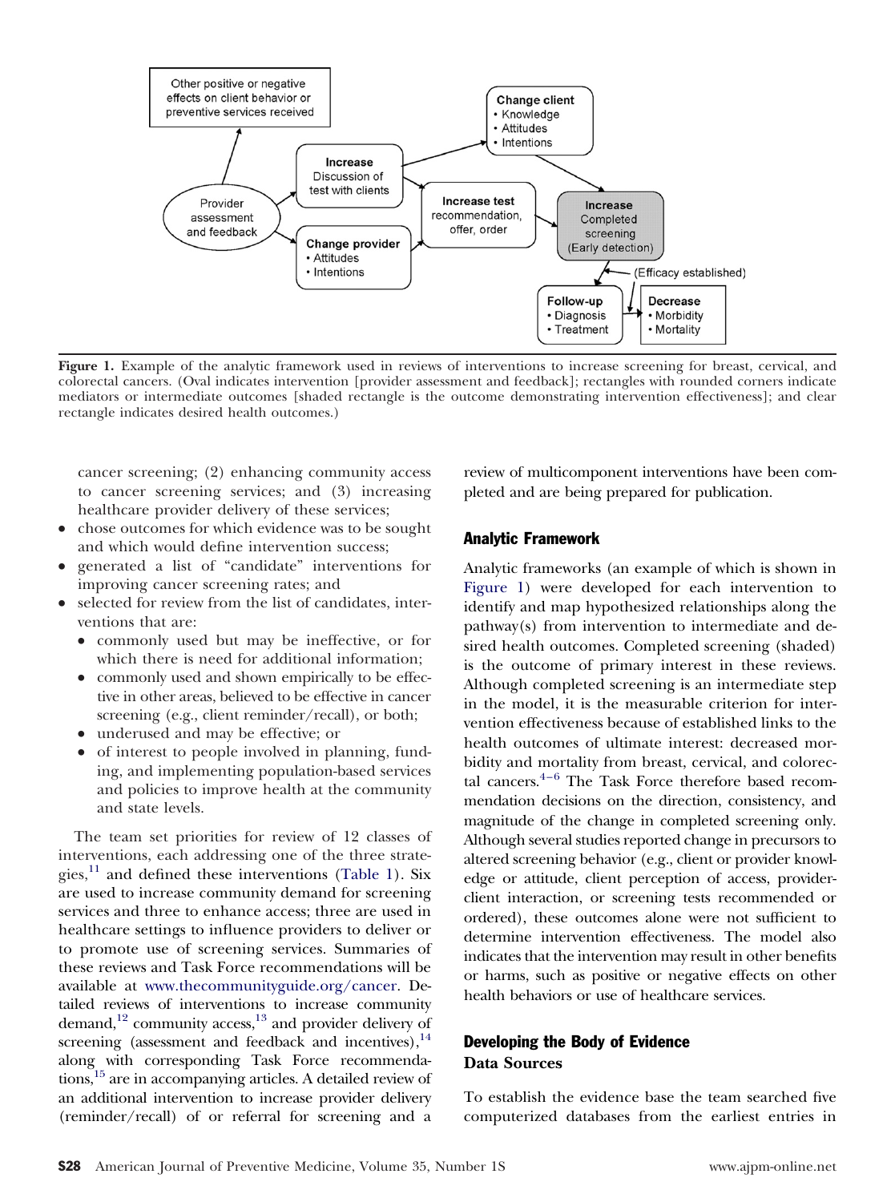Figure 1. Example of the analytic framework used in reviews of interventions to increase screening for breast, cervical, and colorectal cancers. (Oval indicates intervention [provider assessment and feedback]; rectangles with rounded corners indicate mediators or intermediate outcomes [shaded rectangle is the outcome demonstrating intervention effectiveness]; and clear rectangle indicates desired health outcomes.)

cancer screening; (2) enhancing community access to cancer screening services; and (3) increasing healthcare provider delivery of these services;

- chose outcomes for which evidence was to be sought and which would define intervention success;
- generated a list of "candidate" interventions for improving cancer screening rates; and
- selected for review from the list of candidates, interventions that are:
  - commonly used but may be ineffective, or for which there is need for additional information;
  - commonly used and shown empirically to be effective in other areas, believed to be effective in cancer screening (e.g., client reminder/recall), or both;
  - underused and may be effective; or
  - of interest to people involved in planning, funding, and implementing population-based services and policies to improve health at the community and state levels.

The team set priorities for review of 12 classes of interventions, each addressing one of the three strategies,[11] and defined these interventions (Table 1). Six are used to increase community demand for screening services and three to enhance access; three are used in healthcare settings to influence providers to deliver or to promote use of screening services. Summaries of these reviews and Task Force recommendations will be available at www.thecommunityguide.org/cancer. Detailed reviews of interventions to increase community demand,[12] community access,[13] and provider delivery of screening (assessment and feedback and incentives),[14] along with corresponding Task Force recommendations,[15] are in accompanying articles. A detailed review of an additional intervention to increase provider delivery (reminder/recall) of or referral for screening and a review of multicomponent interventions have been completed and are being prepared for publication.

## Analytic Framework

Analytic frameworks (an example of which is shown in Figure 1) were developed for each intervention to identify and map hypothesized relationships along the pathway(s) from intervention to intermediate and desired health outcomes. Completed screening (shaded) is the outcome of primary interest in these reviews. Although completed screening is an intermediate step in the model, it is the measurable criterion for intervention effectiveness because of established links to the health outcomes of ultimate interest: decreased morbidity and mortality from breast, cervical, and colorectal cancers.[4–6] The Task Force therefore based recommendation decisions on the direction, consistency, and magnitude of the change in completed screening only. Although several studies reported change in precursors to altered screening behavior (e.g., client or provider knowledge or attitude, client perception of access, provider-client interaction, or screening tests recommended or ordered), these outcomes alone were not sufficient to determine intervention effectiveness. The model also indicates that the intervention may result in other benefits or harms, such as positive or negative effects on other health behaviors or use of healthcare services.

## Developing the Body of Evidence

### Data Sources

To establish the evidence base the team searched five computerized databases from the earliest entries in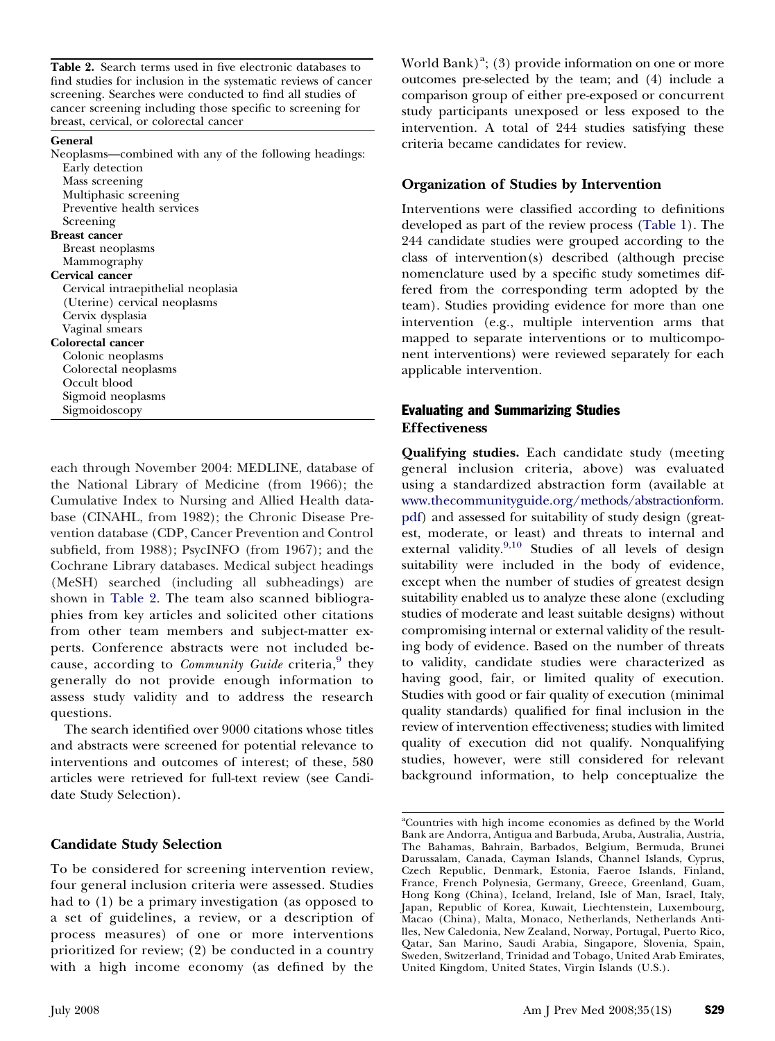**Table 2.** Search terms used in five electronic databases to find studies for inclusion in the systematic reviews of cancer screening. Searches were conducted to find all studies of cancer screening including those specific to screening for breast, cervical, or colorectal cancer

| | |
|---|---|
| **General** | |
| Neoplasms—combined with any of the following headings: | |
| | Early detection |
| | Mass screening |
| | Multiphasic screening |
| | Preventive health services |
| | Screening |
| **Breast cancer** | |
| | Breast neoplasms |
| | Mammography |
| **Cervical cancer** | |
| | Cervical intraepithelial neoplasia |
| | (Uterine) cervical neoplasms |
| | Cervix dysplasia |
| | Vaginal smears |
| **Colorectal cancer** | |
| | Colonic neoplasms |
| | Colorectal neoplasms |
| | Occult blood |
| | Sigmoid neoplasms |
| | Sigmoidoscopy |

each through November 2004: MEDLINE, database of the National Library of Medicine (from 1966); the Cumulative Index to Nursing and Allied Health database (CINAHL, from 1982); the Chronic Disease Prevention database (CDP, Cancer Prevention and Control subfield, from 1988); PsycINFO (from 1967); and the Cochrane Library databases. Medical subject headings (MeSH) searched (including all subheadings) are shown in Table 2. The team also scanned bibliographies from key articles and solicited other citations from other team members and subject-matter experts. Conference abstracts were not included because, according to *Community Guide* criteria,[9] they generally do not provide enough information to assess study validity and to address the research questions.

The search identified over 9000 citations whose titles and abstracts were screened for potential relevance to interventions and outcomes of interest; of these, 580 articles were retrieved for full-text review (see Candidate Study Selection).

### Candidate Study Selection

To be considered for screening intervention review, four general inclusion criteria were assessed. Studies had to (1) be a primary investigation (as opposed to a set of guidelines, a review, or a description of process measures) of one or more interventions prioritized for review; (2) be conducted in a country with a high income economy (as defined by the World Bank)[a]; (3) provide information on one or more outcomes pre-selected by the team; and (4) include a comparison group of either pre-exposed or concurrent study participants unexposed or less exposed to the intervention. A total of 244 studies satisfying these criteria became candidates for review.

### Organization of Studies by Intervention

Interventions were classified according to definitions developed as part of the review process (Table 1). The 244 candidate studies were grouped according to the class of intervention(s) described (although precise nomenclature used by a specific study sometimes differed from the corresponding term adopted by the team). Studies providing evidence for more than one intervention (e.g., multiple intervention arms that mapped to separate interventions or to multicomponent interventions) were reviewed separately for each applicable intervention.

## Evaluating and Summarizing Studies

### Effectiveness

**Qualifying studies.** Each candidate study (meeting general inclusion criteria, above) was evaluated using a standardized abstraction form (available at www.thecommunityguide.org/methods/abstractionform.pdf) and assessed for suitability of study design (greatest, moderate, or least) and threats to internal and external validity.[9,10] Studies of all levels of design suitability were included in the body of evidence, except when the number of studies of greatest design suitability enabled us to analyze these alone (excluding studies of moderate and least suitable designs) without compromising internal or external validity of the resulting body of evidence. Based on the number of threats to validity, candidate studies were characterized as having good, fair, or limited quality of execution. Studies with good or fair quality of execution (minimal quality standards) qualified for final inclusion in the review of intervention effectiveness; studies with limited quality of execution did not qualify. Nonqualifying studies, however, were still considered for relevant background information, to help conceptualize the

[a]Countries with high income economies as defined by the World Bank are Andorra, Antigua and Barbuda, Aruba, Australia, Austria, The Bahamas, Bahrain, Barbados, Belgium, Bermuda, Brunei Darussalam, Canada, Cayman Islands, Channel Islands, Cyprus, Czech Republic, Denmark, Estonia, Faeroe Islands, Finland, France, French Polynesia, Germany, Greece, Greenland, Guam, Hong Kong (China), Iceland, Ireland, Isle of Man, Israel, Italy, Japan, Republic of Korea, Kuwait, Liechtenstein, Luxembourg, Macao (China), Malta, Monaco, Netherlands, Netherlands Antilles, New Caledonia, New Zealand, Norway, Portugal, Puerto Rico, Qatar, San Marino, Saudi Arabia, Singapore, Slovenia, Spain, Sweden, Switzerland, Trinidad and Tobago, United Arab Emirates, United Kingdom, United States, Virgin Islands (U.S.).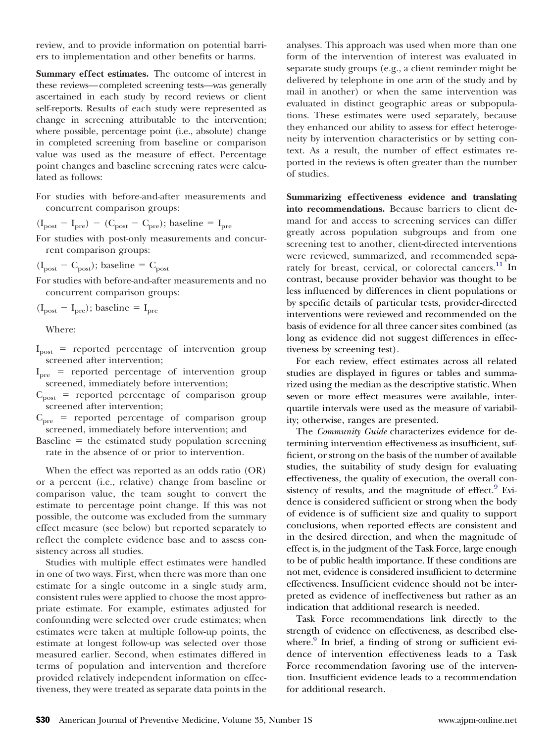review, and to provide information on potential barriers to implementation and other benefits or harms.

**Summary effect estimates.** The outcome of interest in these reviews—completed screening tests—was generally ascertained in each study by record reviews or client self-reports. Results of each study were represented as change in screening attributable to the intervention; where possible, percentage point (i.e., absolute) change in completed screening from baseline or comparison value was used as the measure of effect. Percentage point changes and baseline screening rates were calculated as follows:

For studies with before-and-after measurements and concurrent comparison groups:

$(I_{post} - I_{pre}) - (C_{post} - C_{pre})$; baseline $= I_{pre}$

For studies with post-only measurements and concurrent comparison groups:

$(I_{post} - C_{post})$; baseline $= C_{post}$

For studies with before-and-after measurements and no concurrent comparison groups:

$(I_{post} - I_{pre})$; baseline $= I_{pre}$

Where:

$I_{post}$ = reported percentage of intervention group screened after intervention;
$I_{pre}$ = reported percentage of intervention group screened, immediately before intervention;
$C_{post}$ = reported percentage of comparison group screened after intervention;
$C_{pre}$ = reported percentage of comparison group screened, immediately before intervention; and
Baseline = the estimated study population screening rate in the absence of or prior to intervention.

When the effect was reported as an odds ratio (OR) or a percent (i.e., relative) change from baseline or comparison value, the team sought to convert the estimate to percentage point change. If this was not possible, the outcome was excluded from the summary effect measure (see below) but reported separately to reflect the complete evidence base and to assess consistency across all studies.

Studies with multiple effect estimates were handled in one of two ways. First, when there was more than one estimate for a single outcome in a single study arm, consistent rules were applied to choose the most appropriate estimate. For example, estimates adjusted for confounding were selected over crude estimates; when estimates were taken at multiple follow-up points, the estimate at longest follow-up was selected over those measured earlier. Second, when estimates differed in terms of population and intervention and therefore provided relatively independent information on effectiveness, they were treated as separate data points in the analyses. This approach was used when more than one form of the intervention of interest was evaluated in separate study groups (e.g., a client reminder might be delivered by telephone in one arm of the study and by mail in another) or when the same intervention was evaluated in distinct geographic areas or subpopulations. These estimates were used separately, because they enhanced our ability to assess for effect heterogeneity by intervention characteristics or by setting context. As a result, the number of effect estimates reported in the reviews is often greater than the number of studies.

**Summarizing effectiveness evidence and translating into recommendations.** Because barriers to client demand for and access to screening services can differ greatly across population subgroups and from one screening test to another, client-directed interventions were reviewed, summarized, and recommended separately for breast, cervical, or colorectal cancers.[11] In contrast, because provider behavior was thought to be less influenced by differences in client populations or by specific details of particular tests, provider-directed interventions were reviewed and recommended on the basis of evidence for all three cancer sites combined (as long as evidence did not suggest differences in effectiveness by screening test).

For each review, effect estimates across all related studies are displayed in figures or tables and summarized using the median as the descriptive statistic. When seven or more effect measures were available, interquartile intervals were used as the measure of variability; otherwise, ranges are presented.

The *Community Guide* characterizes evidence for determining intervention effectiveness as insufficient, sufficient, or strong on the basis of the number of available studies, the suitability of study design for evaluating effectiveness, the quality of execution, the overall consistency of results, and the magnitude of effect.[9] Evidence is considered sufficient or strong when the body of evidence is of sufficient size and quality to support conclusions, when reported effects are consistent and in the desired direction, and when the magnitude of effect is, in the judgment of the Task Force, large enough to be of public health importance. If these conditions are not met, evidence is considered insufficient to determine effectiveness. Insufficient evidence should not be interpreted as evidence of ineffectiveness but rather as an indication that additional research is needed.

Task Force recommendations link directly to the strength of evidence on effectiveness, as described elsewhere.[9] In brief, a finding of strong or sufficient evidence of intervention effectiveness leads to a Task Force recommendation favoring use of the intervention. Insufficient evidence leads to a recommendation for additional research.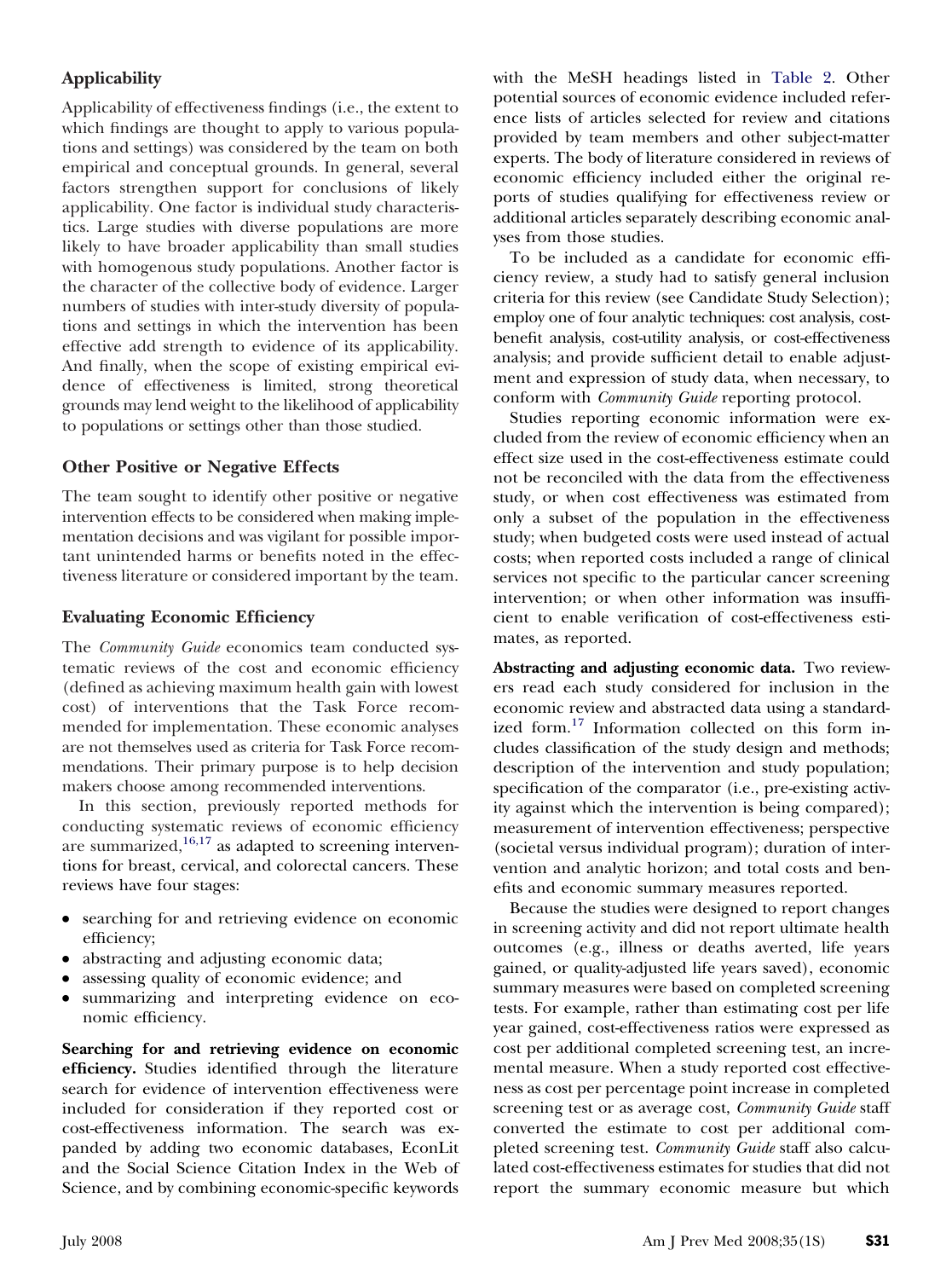## Applicability

Applicability of effectiveness findings (i.e., the extent to which findings are thought to apply to various populations and settings) was considered by the team on both empirical and conceptual grounds. In general, several factors strengthen support for conclusions of likely applicability. One factor is individual study characteristics. Large studies with diverse populations are more likely to have broader applicability than small studies with homogenous study populations. Another factor is the character of the collective body of evidence. Larger numbers of studies with inter-study diversity of populations and settings in which the intervention has been effective add strength to evidence of its applicability. And finally, when the scope of existing empirical evidence of effectiveness is limited, strong theoretical grounds may lend weight to the likelihood of applicability to populations or settings other than those studied.

## Other Positive or Negative Effects

The team sought to identify other positive or negative intervention effects to be considered when making implementation decisions and was vigilant for possible important unintended harms or benefits noted in the effectiveness literature or considered important by the team.

## Evaluating Economic Efficiency

The *Community Guide* economics team conducted systematic reviews of the cost and economic efficiency (defined as achieving maximum health gain with lowest cost) of interventions that the Task Force recommended for implementation. These economic analyses are not themselves used as criteria for Task Force recommendations. Their primary purpose is to help decision makers choose among recommended interventions.

In this section, previously reported methods for conducting systematic reviews of economic efficiency are summarized,[16,17] as adapted to screening interventions for breast, cervical, and colorectal cancers. These reviews have four stages:

- searching for and retrieving evidence on economic efficiency;
- abstracting and adjusting economic data;
- assessing quality of economic evidence; and
- summarizing and interpreting evidence on economic efficiency.

**Searching for and retrieving evidence on economic efficiency.** Studies identified through the literature search for evidence of intervention effectiveness were included for consideration if they reported cost or cost-effectiveness information. The search was expanded by adding two economic databases, EconLit and the Social Science Citation Index in the Web of Science, and by combining economic-specific keywords with the MeSH headings listed in Table 2. Other potential sources of economic evidence included reference lists of articles selected for review and citations provided by team members and other subject-matter experts. The body of literature considered in reviews of economic efficiency included either the original reports of studies qualifying for effectiveness review or additional articles separately describing economic analyses from those studies.

To be included as a candidate for economic efficiency review, a study had to satisfy general inclusion criteria for this review (see Candidate Study Selection); employ one of four analytic techniques: cost analysis, cost-benefit analysis, cost-utility analysis, or cost-effectiveness analysis; and provide sufficient detail to enable adjustment and expression of study data, when necessary, to conform with *Community Guide* reporting protocol.

Studies reporting economic information were excluded from the review of economic efficiency when an effect size used in the cost-effectiveness estimate could not be reconciled with the data from the effectiveness study, or when cost effectiveness was estimated from only a subset of the population in the effectiveness study; when budgeted costs were used instead of actual costs; when reported costs included a range of clinical services not specific to the particular cancer screening intervention; or when other information was insufficient to enable verification of cost-effectiveness estimates, as reported.

**Abstracting and adjusting economic data.** Two reviewers read each study considered for inclusion in the economic review and abstracted data using a standardized form.[17] Information collected on this form includes classification of the study design and methods; description of the intervention and study population; specification of the comparator (i.e., pre-existing activity against which the intervention is being compared); measurement of intervention effectiveness; perspective (societal versus individual program); duration of intervention and analytic horizon; and total costs and benefits and economic summary measures reported.

Because the studies were designed to report changes in screening activity and did not report ultimate health outcomes (e.g., illness or deaths averted, life years gained, or quality-adjusted life years saved), economic summary measures were based on completed screening tests. For example, rather than estimating cost per life year gained, cost-effectiveness ratios were expressed as cost per additional completed screening test, an incremental measure. When a study reported cost effectiveness as cost per percentage point increase in completed screening test or as average cost, *Community Guide* staff converted the estimate to cost per additional completed screening test. *Community Guide* staff also calculated cost-effectiveness estimates for studies that did not report the summary economic measure but which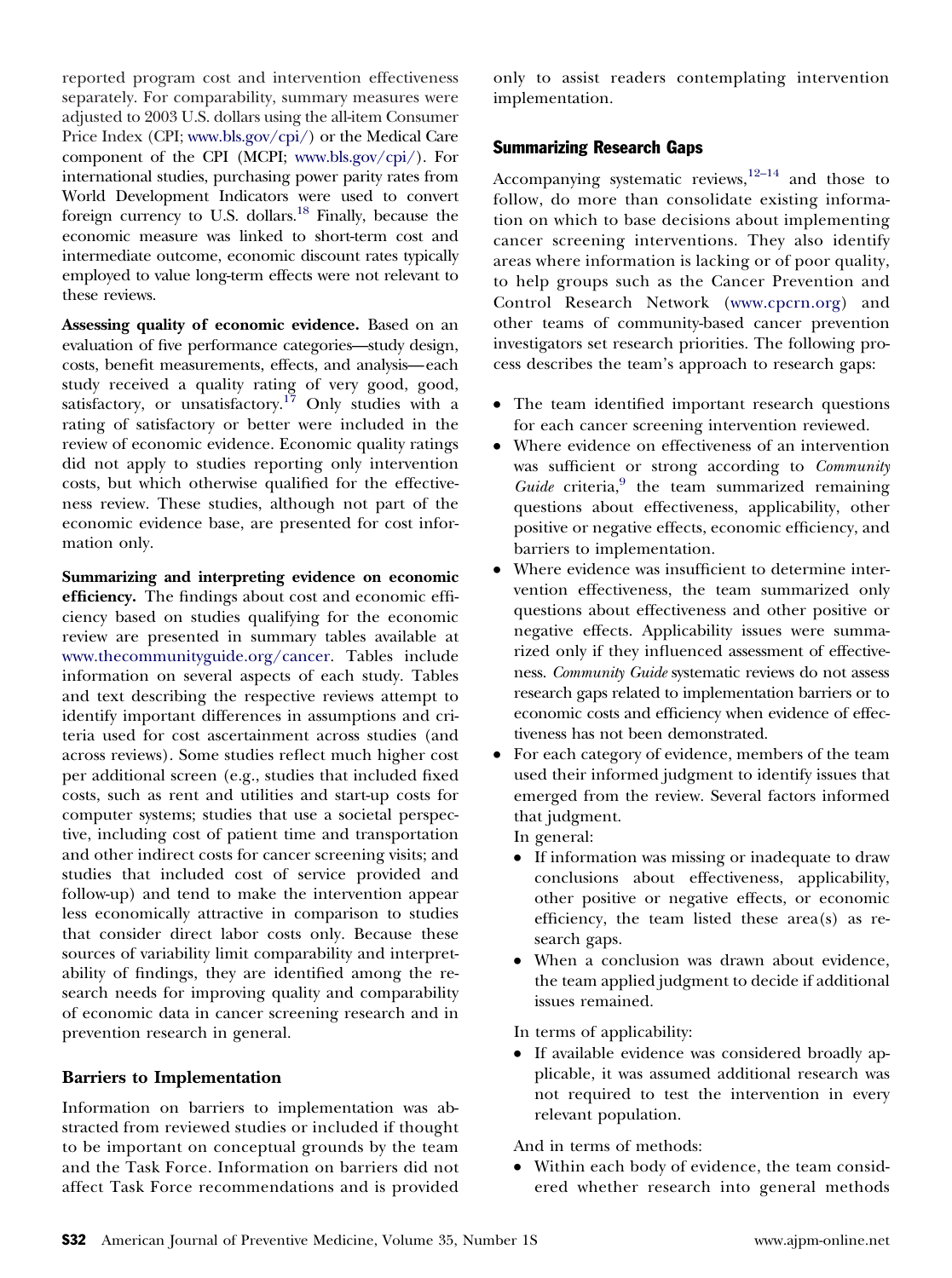reported program cost and intervention effectiveness separately. For comparability, summary measures were adjusted to 2003 U.S. dollars using the all-item Consumer Price Index (CPI; www.bls.gov/cpi/) or the Medical Care component of the CPI (MCPI; www.bls.gov/cpi/). For international studies, purchasing power parity rates from World Development Indicators were used to convert foreign currency to U.S. dollars.[18] Finally, because the economic measure was linked to short-term cost and intermediate outcome, economic discount rates typically employed to value long-term effects were not relevant to these reviews.

**Assessing quality of economic evidence.** Based on an evaluation of five performance categories—study design, costs, benefit measurements, effects, and analysis—each study received a quality rating of very good, good, satisfactory, or unsatisfactory.[17] Only studies with a rating of satisfactory or better were included in the review of economic evidence. Economic quality ratings did not apply to studies reporting only intervention costs, but which otherwise qualified for the effectiveness review. These studies, although not part of the economic evidence base, are presented for cost information only.

**Summarizing and interpreting evidence on economic efficiency.** The findings about cost and economic efficiency based on studies qualifying for the economic review are presented in summary tables available at www.thecommunityguide.org/cancer. Tables include information on several aspects of each study. Tables and text describing the respective reviews attempt to identify important differences in assumptions and criteria used for cost ascertainment across studies (and across reviews). Some studies reflect much higher cost per additional screen (e.g., studies that included fixed costs, such as rent and utilities and start-up costs for computer systems; studies that use a societal perspective, including cost of patient time and transportation and other indirect costs for cancer screening visits; and studies that included cost of service provided and follow-up) and tend to make the intervention appear less economically attractive in comparison to studies that consider direct labor costs only. Because these sources of variability limit comparability and interpretability of findings, they are identified among the research needs for improving quality and comparability of economic data in cancer screening research and in prevention research in general.

## Barriers to Implementation

Information on barriers to implementation was abstracted from reviewed studies or included if thought to be important on conceptual grounds by the team and the Task Force. Information on barriers did not affect Task Force recommendations and is provided only to assist readers contemplating intervention implementation.

## Summarizing Research Gaps

Accompanying systematic reviews,[12–14] and those to follow, do more than consolidate existing information on which to base decisions about implementing cancer screening interventions. They also identify areas where information is lacking or of poor quality, to help groups such as the Cancer Prevention and Control Research Network (www.cpcrn.org) and other teams of community-based cancer prevention investigators set research priorities. The following process describes the team's approach to research gaps:

- The team identified important research questions for each cancer screening intervention reviewed.
- Where evidence on effectiveness of an intervention was sufficient or strong according to *Community Guide* criteria,[9] the team summarized remaining questions about effectiveness, applicability, other positive or negative effects, economic efficiency, and barriers to implementation.
- Where evidence was insufficient to determine intervention effectiveness, the team summarized only questions about effectiveness and other positive or negative effects. Applicability issues were summarized only if they influenced assessment of effectiveness. *Community Guide* systematic reviews do not assess research gaps related to implementation barriers or to economic costs and efficiency when evidence of effectiveness has not been demonstrated.
- For each category of evidence, members of the team used their informed judgment to identify issues that emerged from the review. Several factors informed that judgment.

  In general:
  - If information was missing or inadequate to draw conclusions about effectiveness, applicability, other positive or negative effects, or economic efficiency, the team listed these area(s) as research gaps.
  - When a conclusion was drawn about evidence, the team applied judgment to decide if additional issues remained.

  In terms of applicability:
  - If available evidence was considered broadly applicable, it was assumed additional research was not required to test the intervention in every relevant population.

  And in terms of methods:
  - Within each body of evidence, the team considered whether research into general methods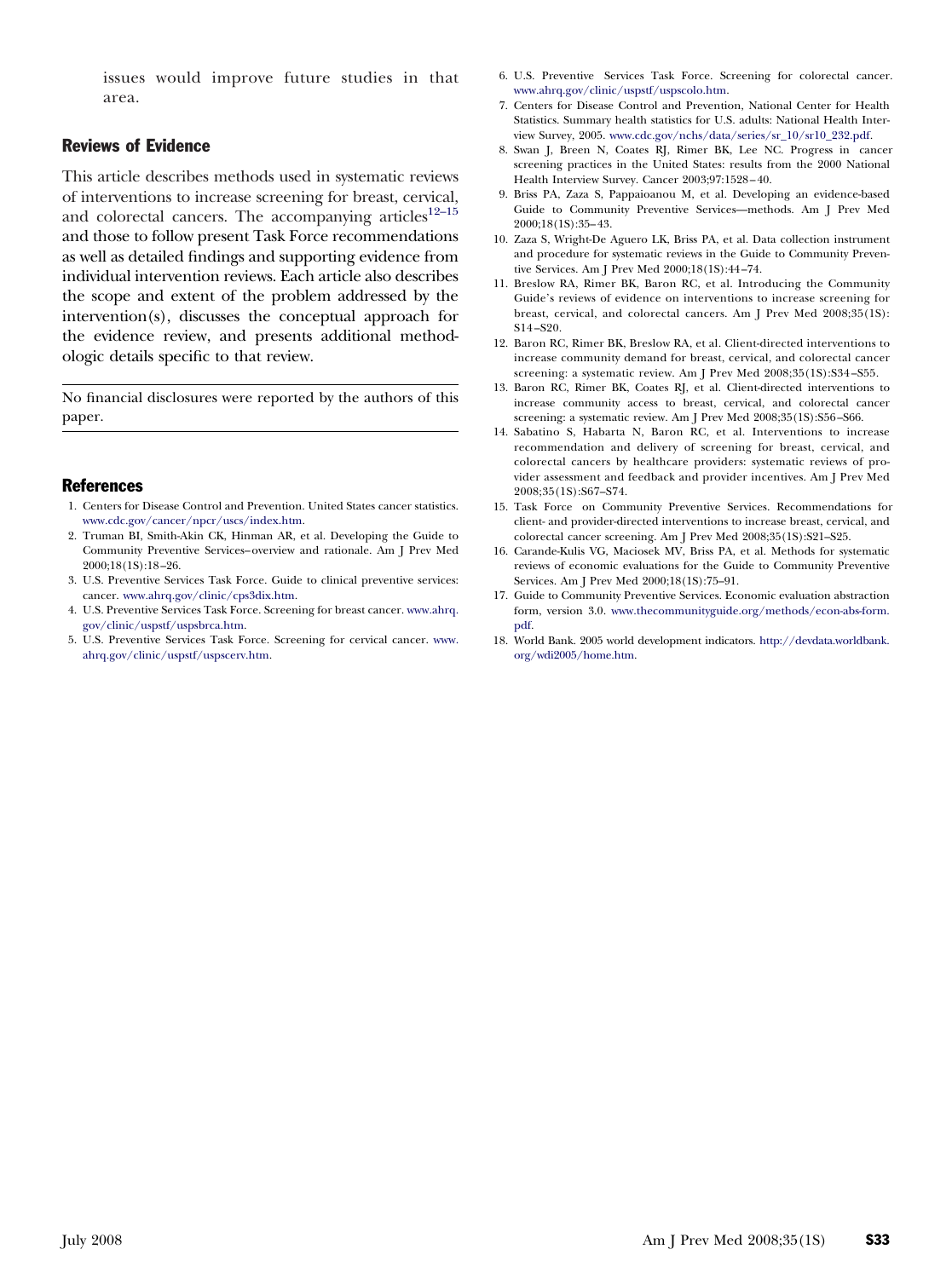issues would improve future studies in that area.

## Reviews of Evidence

This article describes methods used in systematic reviews of interventions to increase screening for breast, cervical, and colorectal cancers. The accompanying articles[12–15] and those to follow present Task Force recommendations as well as detailed findings and supporting evidence from individual intervention reviews. Each article also describes the scope and extent of the problem addressed by the intervention(s), discusses the conceptual approach for the evidence review, and presents additional methodologic details specific to that review.

---

No financial disclosures were reported by the authors of this paper.

---

## References

1. Centers for Disease Control and Prevention. United States cancer statistics. www.cdc.gov/cancer/npcr/uscs/index.htm.
2. Truman BI, Smith-Akin CK, Hinman AR, et al. Developing the Guide to Community Preventive Services–overview and rationale. Am J Prev Med 2000;18(1S):18–26.
3. U.S. Preventive Services Task Force. Guide to clinical preventive services: cancer. www.ahrq.gov/clinic/cps3dix.htm.
4. U.S. Preventive Services Task Force. Screening for breast cancer. www.ahrq.gov/clinic/uspstf/uspsbrca.htm.
5. U.S. Preventive Services Task Force. Screening for cervical cancer. www.ahrq.gov/clinic/uspstf/uspscerv.htm.
6. U.S. Preventive Services Task Force. Screening for colorectal cancer. www.ahrq.gov/clinic/uspstf/uspscolo.htm.
7. Centers for Disease Control and Prevention, National Center for Health Statistics. Summary health statistics for U.S. adults: National Health Interview Survey, 2005. www.cdc.gov/nchs/data/series/sr_10/sr10_232.pdf.
8. Swan J, Breen N, Coates RJ, Rimer BK, Lee NC. Progress in cancer screening practices in the United States: results from the 2000 National Health Interview Survey. Cancer 2003;97:1528–40.
9. Briss PA, Zaza S, Pappaioanou M, et al. Developing an evidence-based Guide to Community Preventive Services—methods. Am J Prev Med 2000;18(1S):35–43.
10. Zaza S, Wright-De Aguero LK, Briss PA, et al. Data collection instrument and procedure for systematic reviews in the Guide to Community Preventive Services. Am J Prev Med 2000;18(1S):44–74.
11. Breslow RA, Rimer BK, Baron RC, et al. Introducing the Community Guide's reviews of evidence on interventions to increase screening for breast, cervical, and colorectal cancers. Am J Prev Med 2008;35(1S): S14–S20.
12. Baron RC, Rimer BK, Breslow RA, et al. Client-directed interventions to increase community demand for breast, cervical, and colorectal cancer screening: a systematic review. Am J Prev Med 2008;35(1S):S34–S55.
13. Baron RC, Rimer BK, Coates RJ, et al. Client-directed interventions to increase community access to breast, cervical, and colorectal cancer screening: a systematic review. Am J Prev Med 2008;35(1S):S56–S66.
14. Sabatino S, Habarta N, Baron RC, et al. Interventions to increase recommendation and delivery of screening for breast, cervical, and colorectal cancers by healthcare providers: systematic reviews of provider assessment and feedback and provider incentives. Am J Prev Med 2008;35(1S):S67–S74.
15. Task Force on Community Preventive Services. Recommendations for client- and provider-directed interventions to increase breast, cervical, and colorectal cancer screening. Am J Prev Med 2008;35(1S):S21–S25.
16. Carande-Kulis VG, Maciosek MV, Briss PA, et al. Methods for systematic reviews of economic evaluations for the Guide to Community Preventive Services. Am J Prev Med 2000;18(1S):75–91.
17. Guide to Community Preventive Services. Economic evaluation abstraction form, version 3.0. www.thecommunityguide.org/methods/econ-abs-form.pdf.
18. World Bank. 2005 world development indicators. http://devdata.worldbank.org/wdi2005/home.htm.